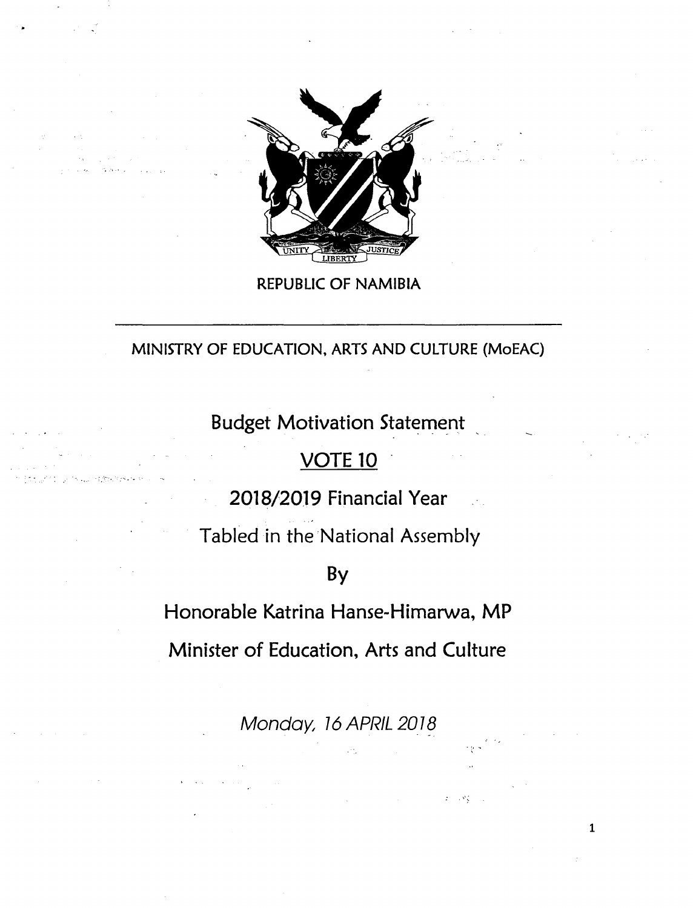REPUBLIC OF NAMIBIA

MINISTRY OF EDUCATION, ARTS AND CULTURE (MoEAC)

# Budget Motivation Statement

## VOTE 10

## 2018/2019 Financial Year

Tabled in the National Assembly

By

Honorable Katrina Hanse-Himarwa, MP

Minister of Education, Arts and Culture

*Monday, 16 APRIL 2018*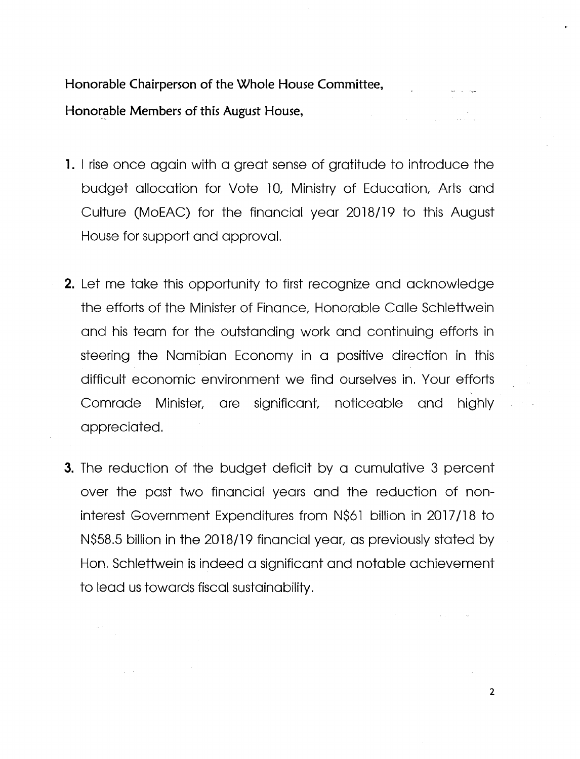**Honorable Chairperson of the Whole House Committee,**

**Honorable Members of this August House,**

1. I rise once again with a great sense of gratitude to introduce the budget allocation for Vote 10, Ministry of Education, Arts and Culture (MoEAC) for the financial year 2018/19 to this August House for support and approval.

2. Let me take this opportunity to first recognize and acknowledge the efforts of the Minister of Finance, Honorable Calle Schlettwein and his team for the outstanding work and continuing efforts in steering the Namibian Economy in a positive direction in this difficult economic environment we find ourselves in. Your efforts Comrade Minister, are significant, noticeable and highly appreciated.

3. The reduction of the budget deficit by a cumulative 3 percent over the past two financial years and the reduction of non-interest Government Expenditures from N$61 billion in 2017/18 to N$58.5 billion in the 2018/19 financial year, as previously stated by Hon. Schlettwein is indeed a significant and notable achievement to lead us towards fiscal sustainability.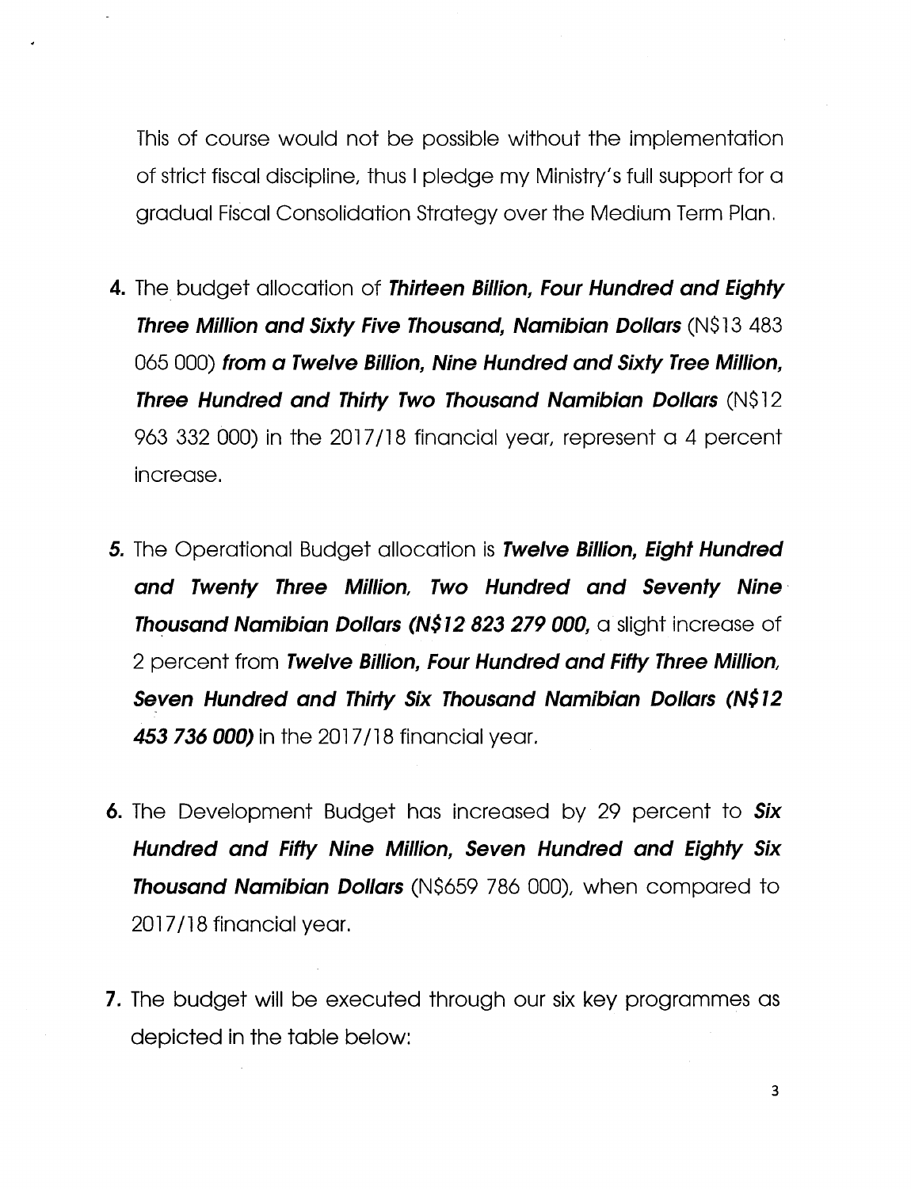This of course would not be possible without the implementation of strict fiscal discipline, thus I pledge my Ministry's full support for a gradual Fiscal Consolidation Strategy over the Medium Term Plan.

4. The budget allocation of ***Thirteen Billion, Four Hundred and Eighty Three Million and Sixty Five Thousand, Namibian Dollars*** (N$13 483 065 000) ***from a Twelve Billion, Nine Hundred and Sixty Tree Million, Three Hundred and Thirty Two Thousand Namibian Dollars*** (N$12 963 332 000) in the 2017/18 financial year, represent a 4 percent increase.

5. The Operational Budget allocation is ***Twelve Billion, Eight Hundred and Twenty Three Million, Two Hundred and Seventy Nine Thousand Namibian Dollars (N$12 823 279 000,*** a slight increase of 2 percent from ***Twelve Billion, Four Hundred and Fifty Three Million, Seven Hundred and Thirty Six Thousand Namibian Dollars (N$12 453 736 000)*** in the 2017/18 financial year.

6. The Development Budget has increased by 29 percent to ***Six Hundred and Fifty Nine Million, Seven Hundred and Eighty Six Thousand Namibian Dollars*** (N$659 786 000), when compared to 2017/18 financial year.

7. The budget will be executed through our six key programmes as depicted in the table below: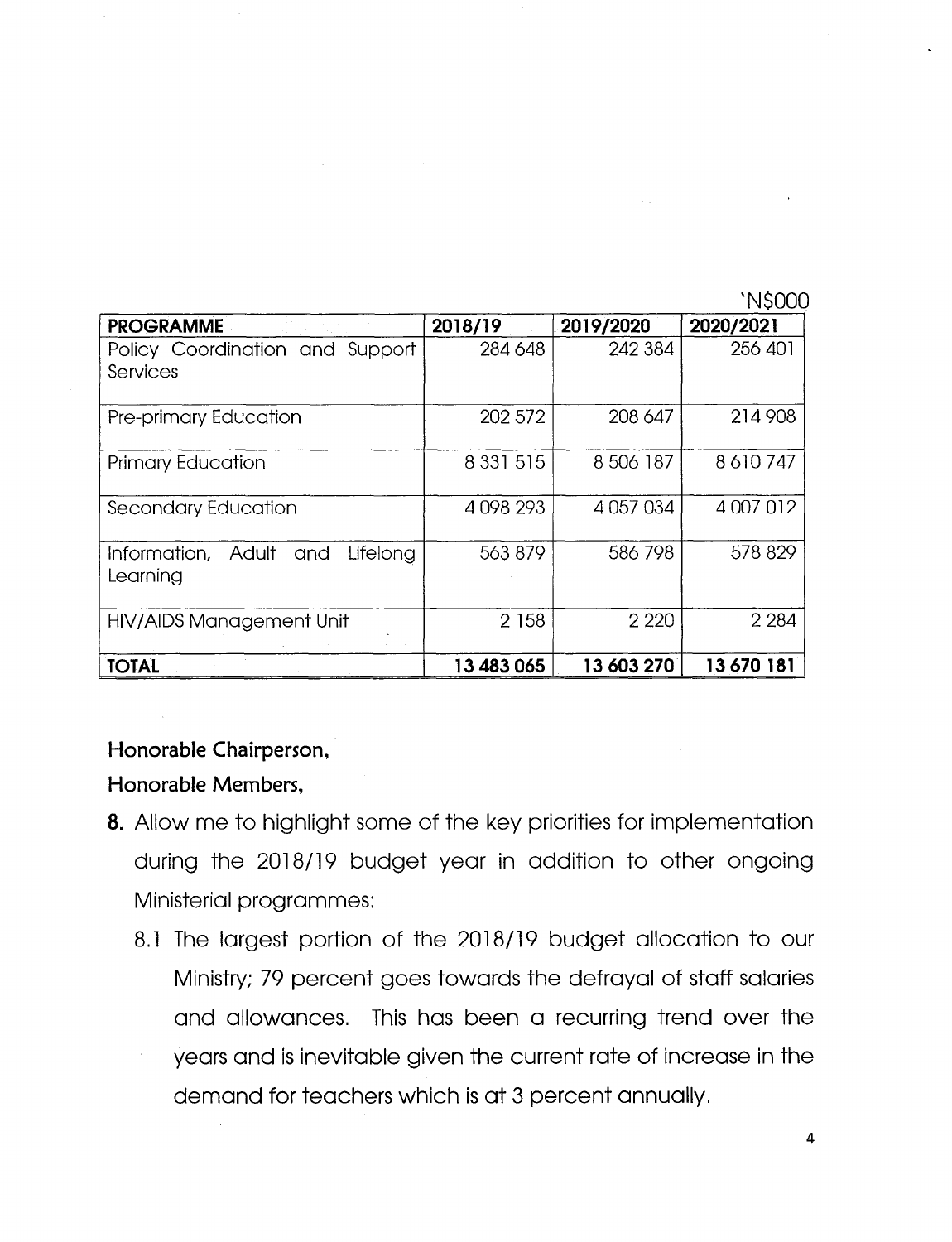'N$000

| PROGRAMME | 2018/19 | 2019/2020 | 2020/2021 |
|---|---|---|---|
| Policy Coordination and Support Services | 284 648 | 242 384 | 256 401 |
| Pre-primary Education | 202 572 | 208 647 | 214 908 |
| Primary Education | 8 331 515 | 8 506 187 | 8 610 747 |
| Secondary Education | 4 098 293 | 4 057 034 | 4 007 012 |
| Information, Adult and Lifelong Learning | 563 879 | 586 798 | 578 829 |
| HIV/AIDS Management Unit | 2 158 | 2 220 | 2 284 |
| **TOTAL** | **13 483 065** | **13 603 270** | **13 670 181** |

**Honorable Chairperson,**

**Honorable Members,**

**8.** Allow me to highlight some of the key priorities for implementation during the 2018/19 budget year in addition to other ongoing Ministerial programmes:

8.1 The largest portion of the 2018/19 budget allocation to our Ministry; 79 percent goes towards the defrayal of staff salaries and allowances. This has been a recurring trend over the years and is inevitable given the current rate of increase in the demand for teachers which is at 3 percent annually.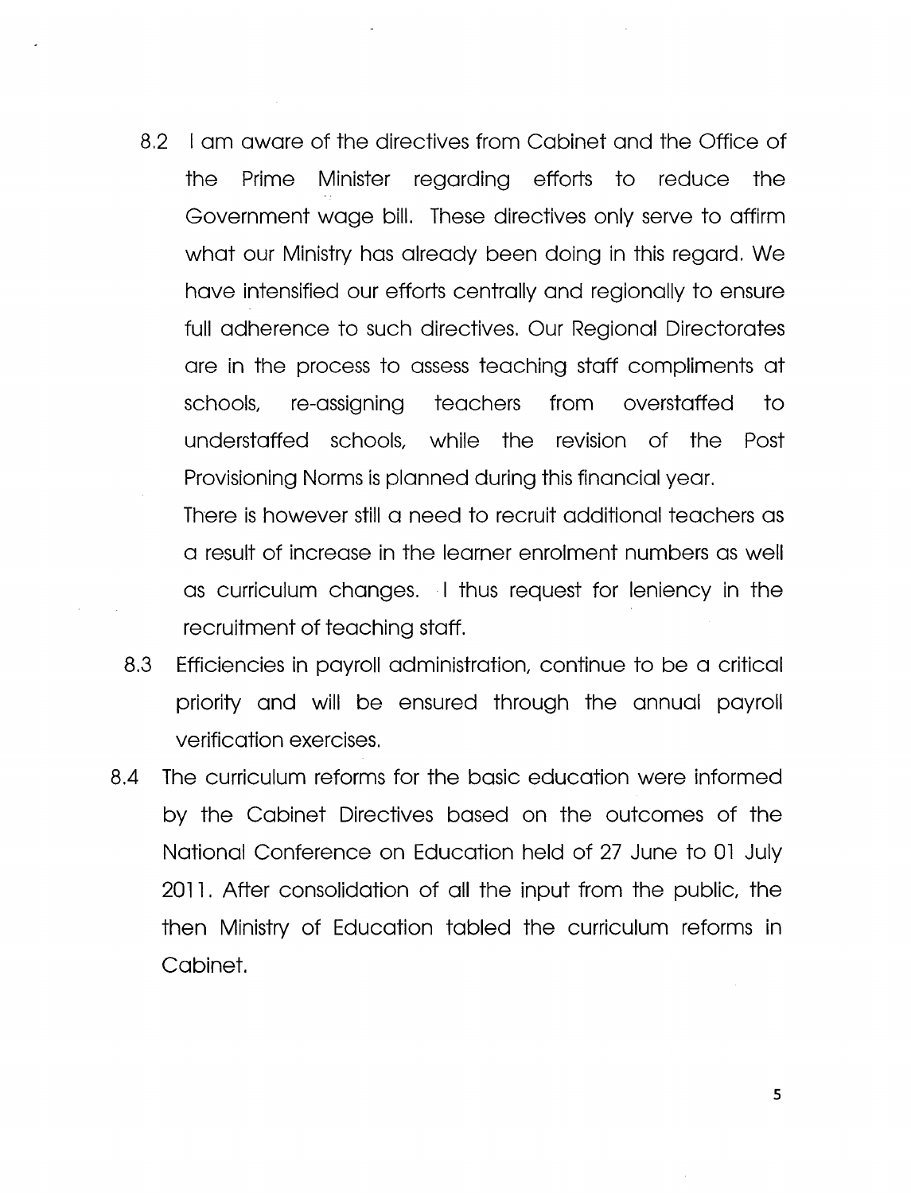8.2 I am aware of the directives from Cabinet and the Office of the Prime Minister regarding efforts to reduce the Government wage bill. These directives only serve to affirm what our Ministry has already been doing in this regard. We have intensified our efforts centrally and regionally to ensure full adherence to such directives. Our Regional Directorates are in the process to assess teaching staff compliments at schools, re-assigning teachers from overstaffed to understaffed schools, while the revision of the Post Provisioning Norms is planned during this financial year.

There is however still a need to recruit additional teachers as a result of increase in the learner enrolment numbers as well as curriculum changes. I thus request for leniency in the recruitment of teaching staff.

8.3 Efficiencies in payroll administration, continue to be a critical priority and will be ensured through the annual payroll verification exercises.

8.4 The curriculum reforms for the basic education were informed by the Cabinet Directives based on the outcomes of the National Conference on Education held of 27 June to 01 July 2011. After consolidation of all the input from the public, the then Ministry of Education tabled the curriculum reforms in Cabinet.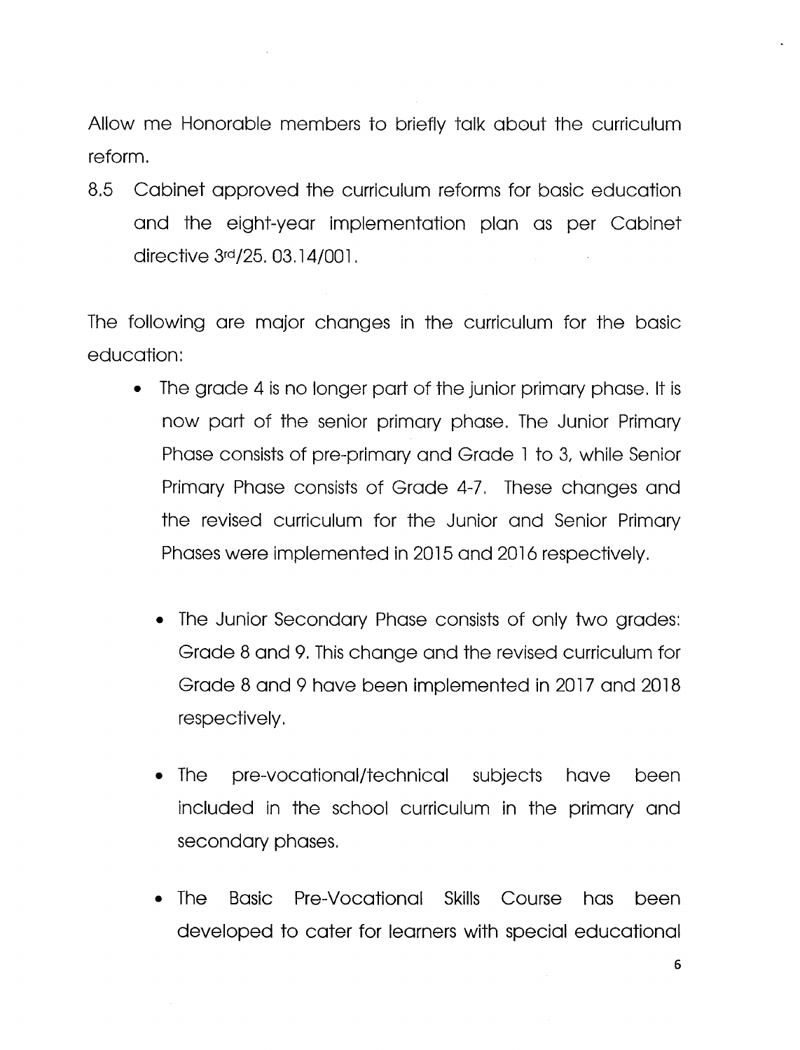Allow me Honorable members to briefly talk about the curriculum reform.

8.5 Cabinet approved the curriculum reforms for basic education and the eight-year implementation plan as per Cabinet directive 3rd/25. 03.14/001.

The following are major changes in the curriculum for the basic education:

- The grade 4 is no longer part of the junior primary phase. It is now part of the senior primary phase. The Junior Primary Phase consists of pre-primary and Grade 1 to 3, while Senior Primary Phase consists of Grade 4-7. These changes and the revised curriculum for the Junior and Senior Primary Phases were implemented in 2015 and 2016 respectively.

- The Junior Secondary Phase consists of only two grades: Grade 8 and 9. This change and the revised curriculum for Grade 8 and 9 have been implemented in 2017 and 2018 respectively.

- The pre-vocational/technical subjects have been included in the school curriculum in the primary and secondary phases.

- The Basic Pre-Vocational Skills Course has been developed to cater for learners with special educational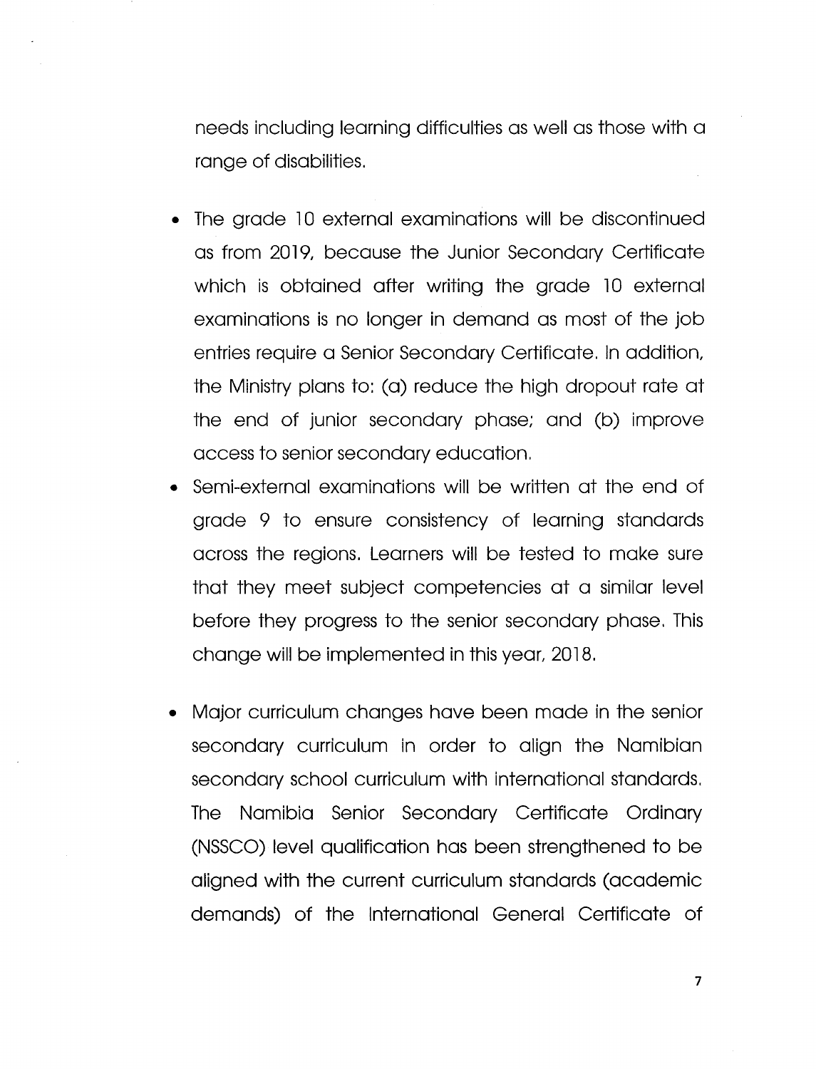needs including learning difficulties as well as those with a range of disabilities.

- The grade 10 external examinations will be discontinued as from 2019, because the Junior Secondary Certificate which is obtained after writing the grade 10 external examinations is no longer in demand as most of the job entries require a Senior Secondary Certificate. In addition, the Ministry plans to: (a) reduce the high dropout rate at the end of junior secondary phase; and (b) improve access to senior secondary education.
- Semi-external examinations will be written at the end of grade 9 to ensure consistency of learning standards across the regions. Learners will be tested to make sure that they meet subject competencies at a similar level before they progress to the senior secondary phase. This change will be implemented in this year, 2018.
- Major curriculum changes have been made in the senior secondary curriculum in order to align the Namibian secondary school curriculum with international standards. The Namibia Senior Secondary Certificate Ordinary (NSSCO) level qualification has been strengthened to be aligned with the current curriculum standards (academic demands) of the International General Certificate of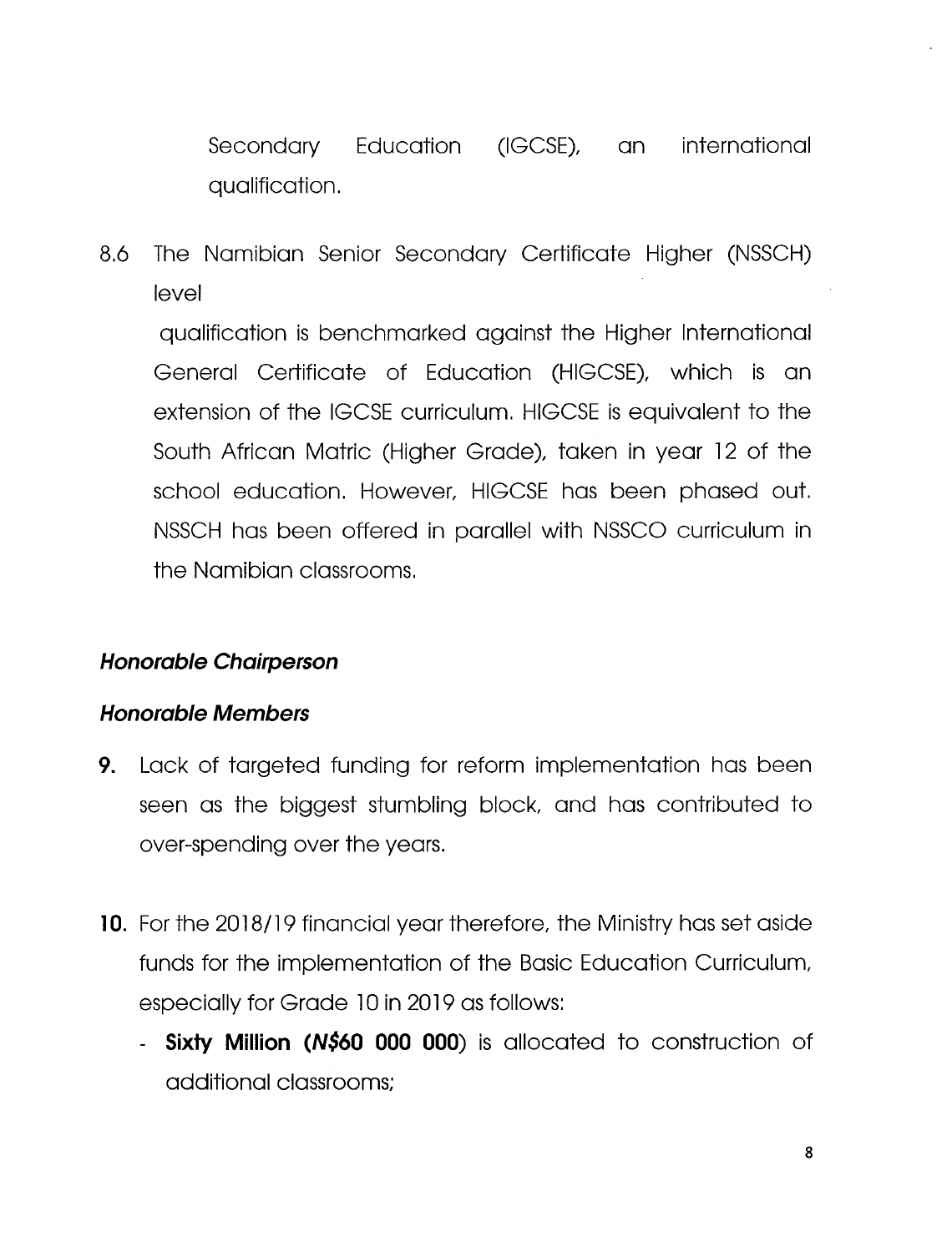Secondary Education (IGCSE), an international qualification.

8.6 The Namibian Senior Secondary Certificate Higher (NSSCH) level

qualification is benchmarked against the Higher International General Certificate of Education (HIGCSE), which is an extension of the IGCSE curriculum. HIGCSE is equivalent to the South African Matric (Higher Grade), taken in year 12 of the school education. However, HIGCSE has been phased out. NSSCH has been offered in parallel with NSSCO curriculum in the Namibian classrooms.

***Honorable Chairperson***

***Honorable Members***

**9.** Lack of targeted funding for reform implementation has been seen as the biggest stumbling block, and has contributed to over-spending over the years.

**10.** For the 2018/19 financial year therefore, the Ministry has set aside funds for the implementation of the Basic Education Curriculum, especially for Grade 10 in 2019 as follows:

- **Sixty Million (*N$*60 000 000)** is allocated to construction of additional classrooms;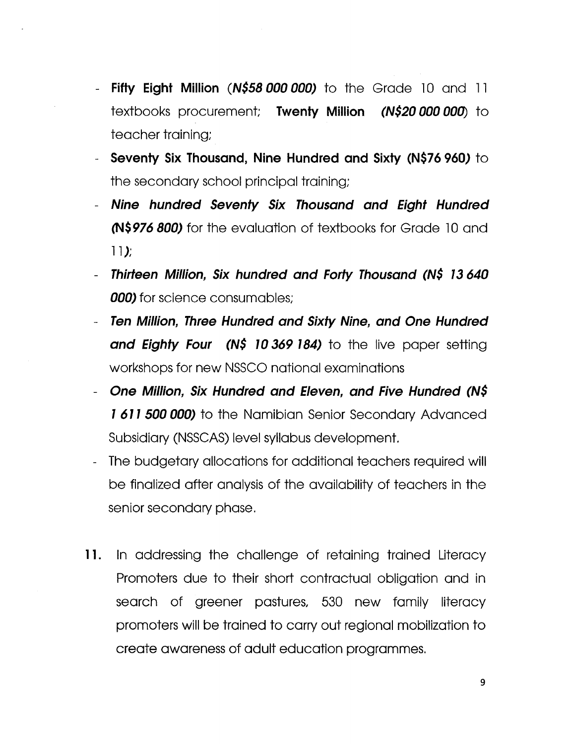- **Fifty Eight Million** ***(N$58 000 000)*** to the Grade 10 and 11 textbooks procurement; **Twenty Million** ***(N$20 000 000)*** to teacher training;
- **Seventy Six Thousand, Nine Hundred and Sixty (N$76 960)** to the secondary school principal training;
- ***Nine hundred Seventy Six Thousand and Eight Hundred (N$976 800)*** for the evaluation of textbooks for Grade 10 and 11);
- ***Thirteen Million, Six hundred and Forty Thousand (N$ 13 640 000)*** for science consumables;
- ***Ten Million, Three Hundred and Sixty Nine, and One Hundred and Eighty Four (N$ 10 369 184)*** to the live paper setting workshops for new NSSCO national examinations
- ***One Million, Six Hundred and Eleven, and Five Hundred (N$ 1 611 500 000)*** to the Namibian Senior Secondary Advanced Subsidiary (NSSCAS) level syllabus development.
- The budgetary allocations for additional teachers required will be finalized after analysis of the availability of teachers in the senior secondary phase.

**11.** In addressing the challenge of retaining trained Literacy Promoters due to their short contractual obligation and in search of greener pastures, 530 new family literacy promoters will be trained to carry out regional mobilization to create awareness of adult education programmes.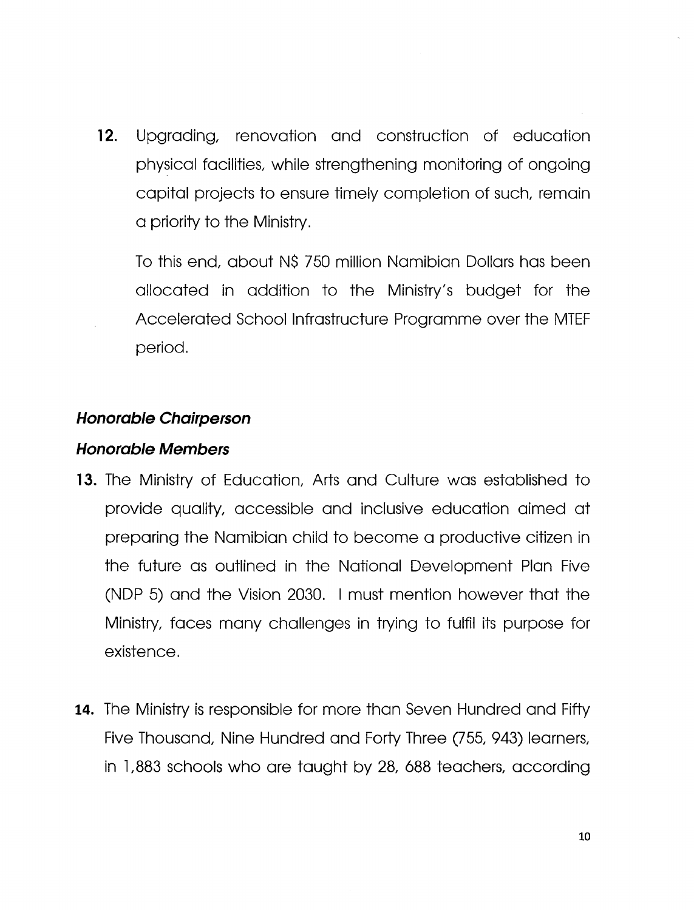12. Upgrading, renovation and construction of education physical facilities, while strengthening monitoring of ongoing capital projects to ensure timely completion of such, remain a priority to the Ministry.

    To this end, about N$ 750 million Namibian Dollars has been allocated in addition to the Ministry's budget for the Accelerated School Infrastructure Programme over the MTEF period.

***Honorable Chairperson***

***Honorable Members***

13. The Ministry of Education, Arts and Culture was established to provide quality, accessible and inclusive education aimed at preparing the Namibian child to become a productive citizen in the future as outlined in the National Development Plan Five (NDP 5) and the Vision 2030. I must mention however that the Ministry, faces many challenges in trying to fulfil its purpose for existence.

14. The Ministry is responsible for more than Seven Hundred and Fifty Five Thousand, Nine Hundred and Forty Three (755, 943) learners, in 1,883 schools who are taught by 28, 688 teachers, according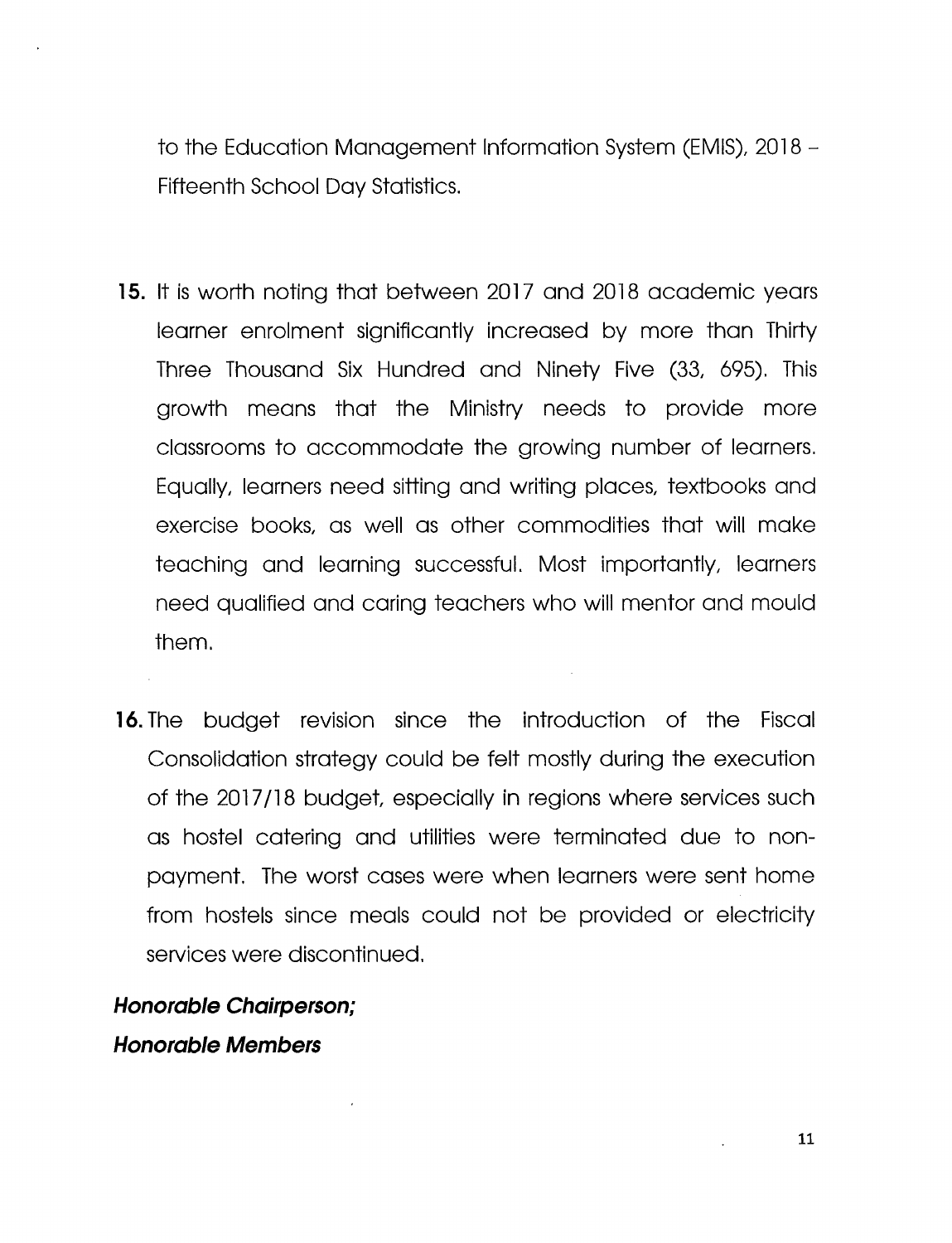to the Education Management Information System (EMIS), 2018 – Fifteenth School Day Statistics.

15. It is worth noting that between 2017 and 2018 academic years learner enrolment significantly increased by more than Thirty Three Thousand Six Hundred and Ninety Five (33, 695). This growth means that the Ministry needs to provide more classrooms to accommodate the growing number of learners. Equally, learners need sitting and writing places, textbooks and exercise books, as well as other commodities that will make teaching and learning successful. Most importantly, learners need qualified and caring teachers who will mentor and mould them.

16. The budget revision since the introduction of the Fiscal Consolidation strategy could be felt mostly during the execution of the 2017/18 budget, especially in regions where services such as hostel catering and utilities were terminated due to non-payment. The worst cases were when learners were sent home from hostels since meals could not be provided or electricity services were discontinued.

***Honorable Chairperson;***
***Honorable Members***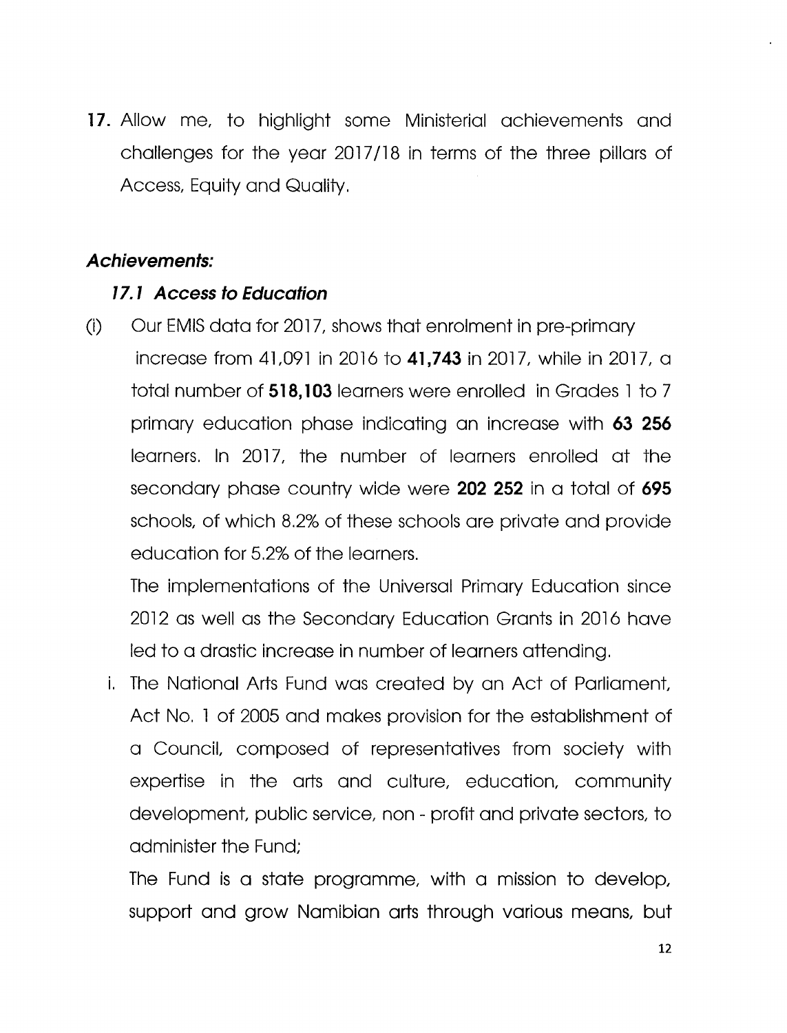17. Allow me, to highlight some Ministerial achievements and challenges for the year 2017/18 in terms of the three pillars of Access, Equity and Quality.

### ***Achievements:***

#### ***17.1 Access to Education***

(i) Our EMIS data for 2017, shows that enrolment in pre-primary increase from 41,091 in 2016 to **41,743** in 2017, while in 2017, a total number of **518,103** learners were enrolled in Grades 1 to 7 primary education phase indicating an increase with **63 256** learners. In 2017, the number of learners enrolled at the secondary phase country wide were **202 252** in a total of **695** schools, of which 8.2% of these schools are private and provide education for 5.2% of the learners.

The implementations of the Universal Primary Education since 2012 as well as the Secondary Education Grants in 2016 have led to a drastic increase in number of learners attending.

i. The National Arts Fund was created by an Act of Parliament, Act No. 1 of 2005 and makes provision for the establishment of a Council, composed of representatives from society with expertise in the arts and culture, education, community development, public service, non - profit and private sectors, to administer the Fund;

The Fund is a state programme, with a mission to develop, support and grow Namibian arts through various means, but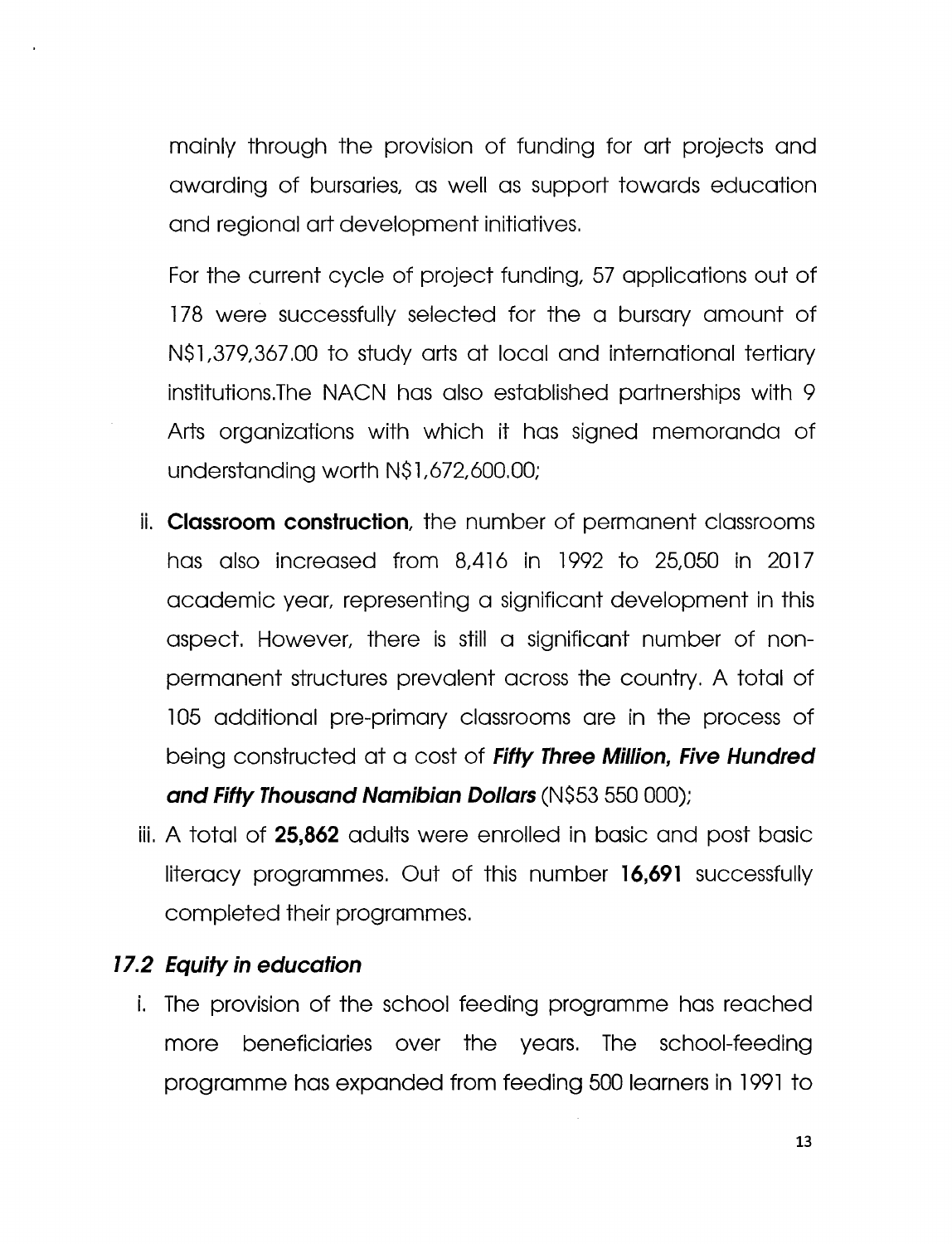mainly through the provision of funding for art projects and awarding of bursaries, as well as support towards education and regional art development initiatives.

For the current cycle of project funding, 57 applications out of 178 were successfully selected for the a bursary amount of N$1,379,367.00 to study arts at local and international tertiary institutions.The NACN has also established partnerships with 9 Arts organizations with which it has signed memoranda of understanding worth N$1,672,600.00;

ii. **Classroom construction**, the number of permanent classrooms has also increased from 8,416 in 1992 to 25,050 in 2017 academic year, representing a significant development in this aspect. However, there is still a significant number of non-permanent structures prevalent across the country. A total of 105 additional pre-primary classrooms are in the process of being constructed at a cost of ***Fifty Three Million, Five Hundred and Fifty Thousand Namibian Dollars*** (N$53 550 000);

iii. A total of **25,862** adults were enrolled in basic and post basic literacy programmes. Out of this number **16,691** successfully completed their programmes.

### *17.2 Equity in education*

i. The provision of the school feeding programme has reached more beneficiaries over the years. The school-feeding programme has expanded from feeding 500 learners in 1991 to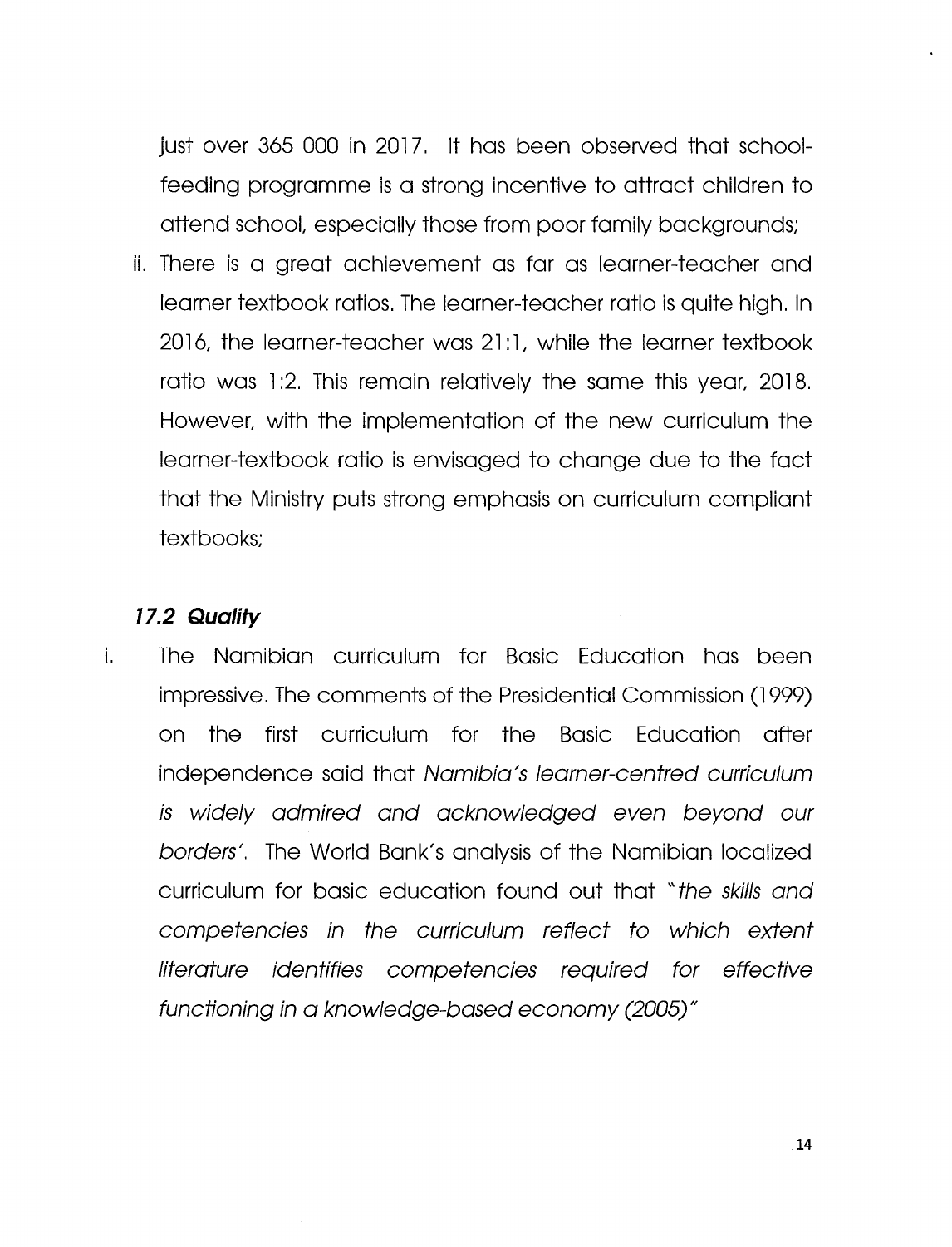just over 365 000 in 2017. It has been observed that school-feeding programme is a strong incentive to attract children to attend school, especially those from poor family backgrounds;

ii. There is a great achievement as far as learner-teacher and learner textbook ratios. The learner-teacher ratio is quite high. In 2016, the learner-teacher was 21:1, while the learner textbook ratio was 1:2. This remain relatively the same this year, 2018. However, with the implementation of the new curriculum the learner-textbook ratio is envisaged to change due to the fact that the Ministry puts strong emphasis on curriculum compliant textbooks;

### *17.2 Quality*

i. The Namibian curriculum for Basic Education has been impressive. The comments of the Presidential Commission (1999) on the first curriculum for the Basic Education after independence said that *Namibia's learner-centred curriculum is widely admired and acknowledged even beyond our borders'*. The World Bank's analysis of the Namibian localized curriculum for basic education found out that *"the skills and competencies in the curriculum reflect to which extent literature identifies competencies required for effective functioning in a knowledge-based economy (2005)"*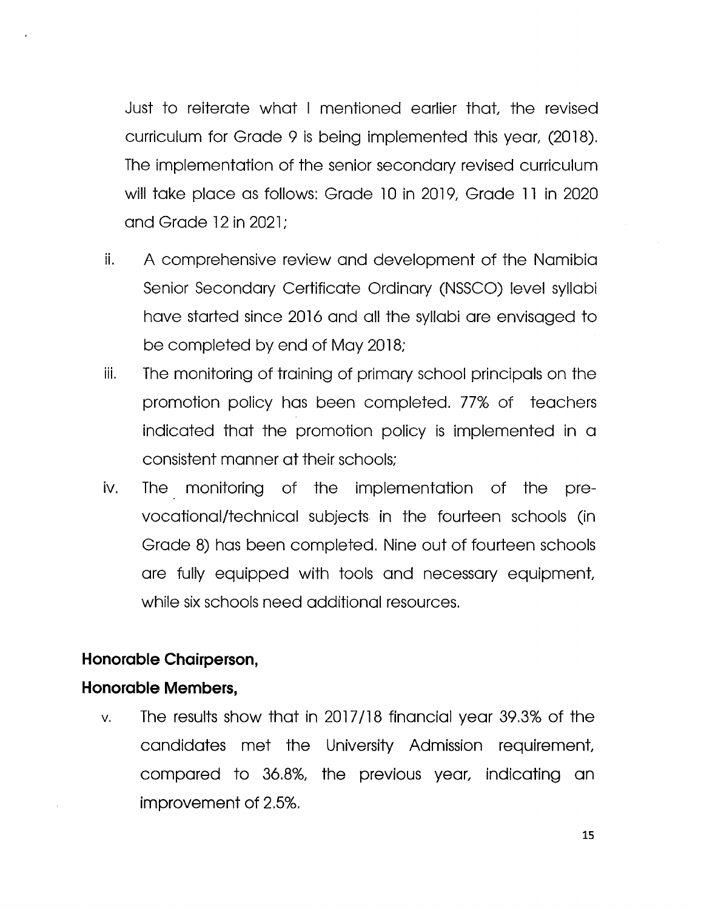Just to reiterate what I mentioned earlier that, the revised curriculum for Grade 9 is being implemented this year, (2018). The implementation of the senior secondary revised curriculum will take place as follows: Grade 10 in 2019, Grade 11 in 2020 and Grade 12 in 2021;

ii. A comprehensive review and development of the Namibia Senior Secondary Certificate Ordinary (NSSCO) level syllabi have started since 2016 and all the syllabi are envisaged to be completed by end of May 2018;

iii. The monitoring of training of primary school principals on the promotion policy has been completed. 77% of teachers indicated that the promotion policy is implemented in a consistent manner at their schools;

iv. The monitoring of the implementation of the pre-vocational/technical subjects in the fourteen schools (in Grade 8) has been completed. Nine out of fourteen schools are fully equipped with tools and necessary equipment, while six schools need additional resources.

**Honorable Chairperson,**

**Honorable Members,**

v. The results show that in 2017/18 financial year 39.3% of the candidates met the University Admission requirement, compared to 36.8%, the previous year, indicating an improvement of 2.5%.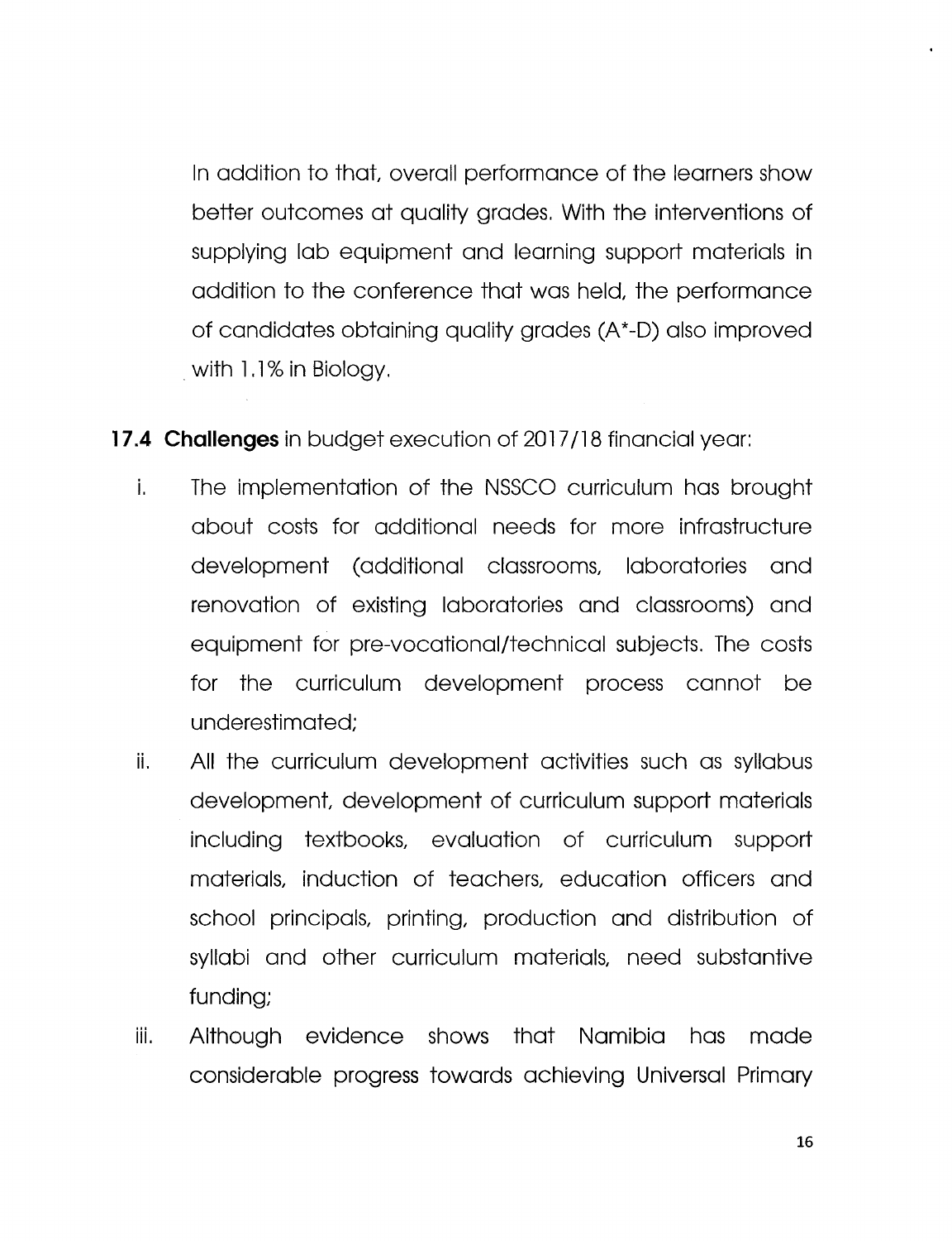In addition to that, overall performance of the learners show better outcomes at quality grades. With the interventions of supplying lab equipment and learning support materials in addition to the conference that was held, the performance of candidates obtaining quality grades (A*-D) also improved with 1.1% in Biology.

**17.4 Challenges** in budget execution of 2017/18 financial year:

i. The implementation of the NSSCO curriculum has brought about costs for additional needs for more infrastructure development (additional classrooms, laboratories and renovation of existing laboratories and classrooms) and equipment for pre-vocational/technical subjects. The costs for the curriculum development process cannot be underestimated;

ii. All the curriculum development activities such as syllabus development, development of curriculum support materials including textbooks, evaluation of curriculum support materials, induction of teachers, education officers and school principals, printing, production and distribution of syllabi and other curriculum materials, need substantive funding;

iii. Although evidence shows that Namibia has made considerable progress towards achieving Universal Primary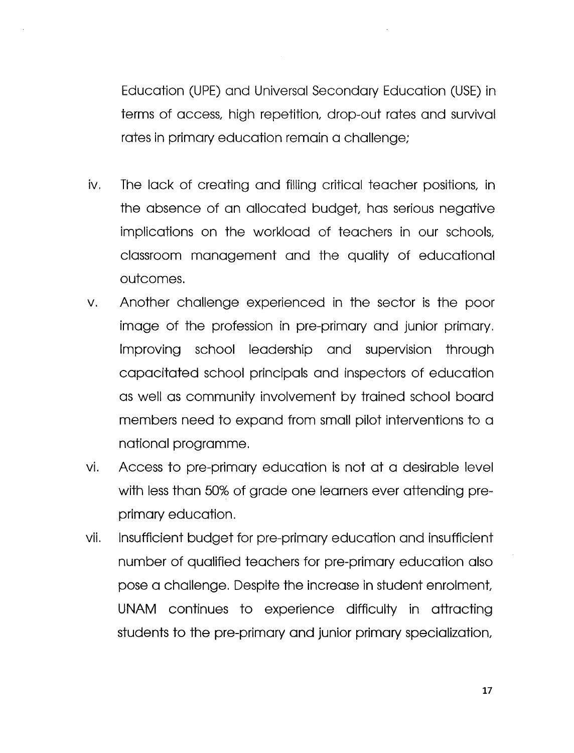Education (UPE) and Universal Secondary Education (USE) in terms of access, high repetition, drop-out rates and survival rates in primary education remain a challenge;

iv. The lack of creating and filling critical teacher positions, in the absence of an allocated budget, has serious negative implications on the workload of teachers in our schools, classroom management and the quality of educational outcomes.

v. Another challenge experienced in the sector is the poor image of the profession in pre-primary and junior primary. Improving school leadership and supervision through capacitated school principals and inspectors of education as well as community involvement by trained school board members need to expand from small pilot interventions to a national programme.

vi. Access to pre-primary education is not at a desirable level with less than 50% of grade one learners ever attending pre-primary education.

vii. Insufficient budget for pre-primary education and insufficient number of qualified teachers for pre-primary education also pose a challenge. Despite the increase in student enrolment, UNAM continues to experience difficulty in attracting students to the pre-primary and junior primary specialization,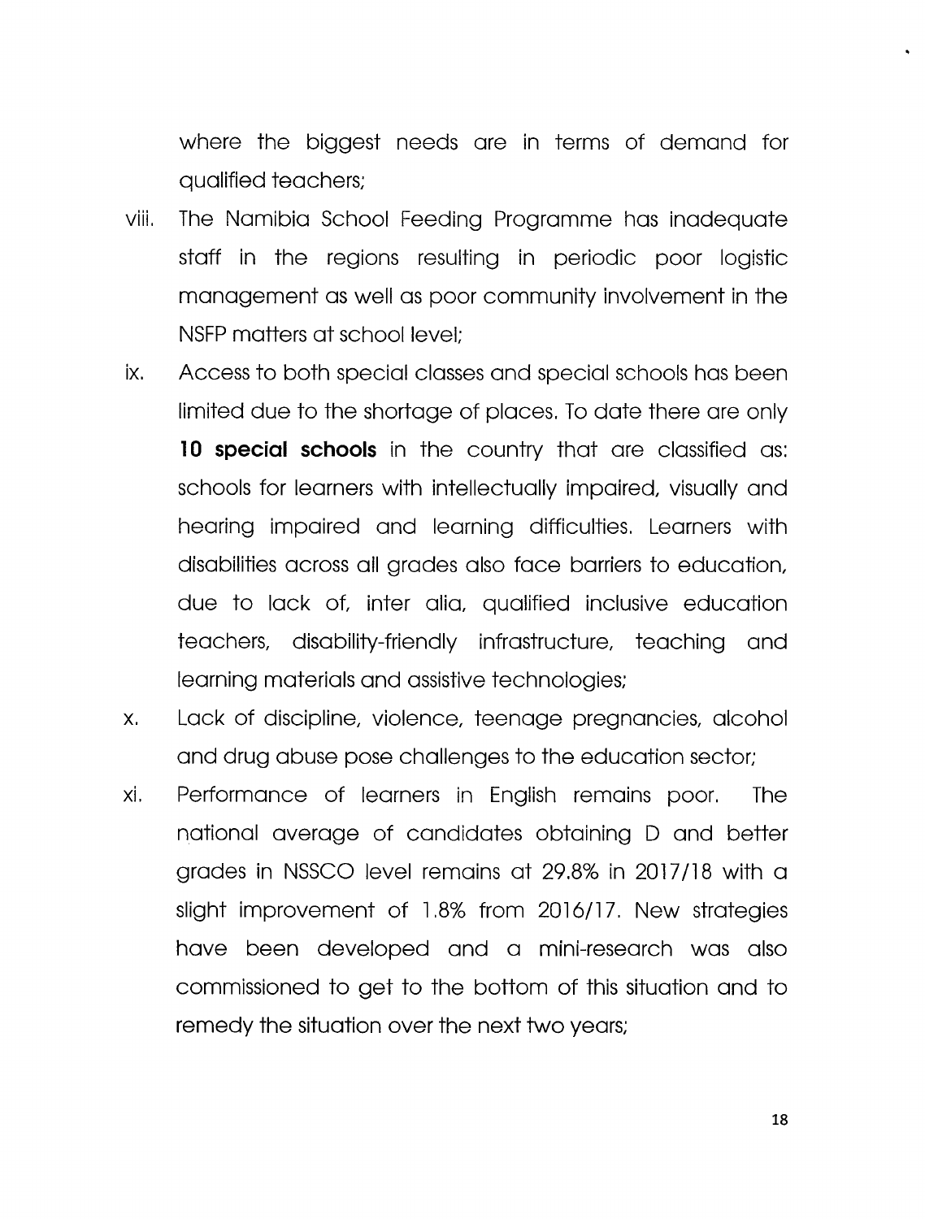where the biggest needs are in terms of demand for qualified teachers;

viii. The Namibia School Feeding Programme has inadequate staff in the regions resulting in periodic poor logistic management as well as poor community involvement in the NSFP matters at school level;

ix. Access to both special classes and special schools has been limited due to the shortage of places. To date there are only **10 special schools** in the country that are classified as: schools for learners with intellectually impaired, visually and hearing impaired and learning difficulties. Learners with disabilities across all grades also face barriers to education, due to lack of, inter alia, qualified inclusive education teachers, disability-friendly infrastructure, teaching and learning materials and assistive technologies;

x. Lack of discipline, violence, teenage pregnancies, alcohol and drug abuse pose challenges to the education sector;

xi. Performance of learners in English remains poor. The national average of candidates obtaining D and better grades in NSSCO level remains at 29.8% in 2017/18 with a slight improvement of 1.8% from 2016/17. New strategies have been developed and a mini-research was also commissioned to get to the bottom of this situation and to remedy the situation over the next two years;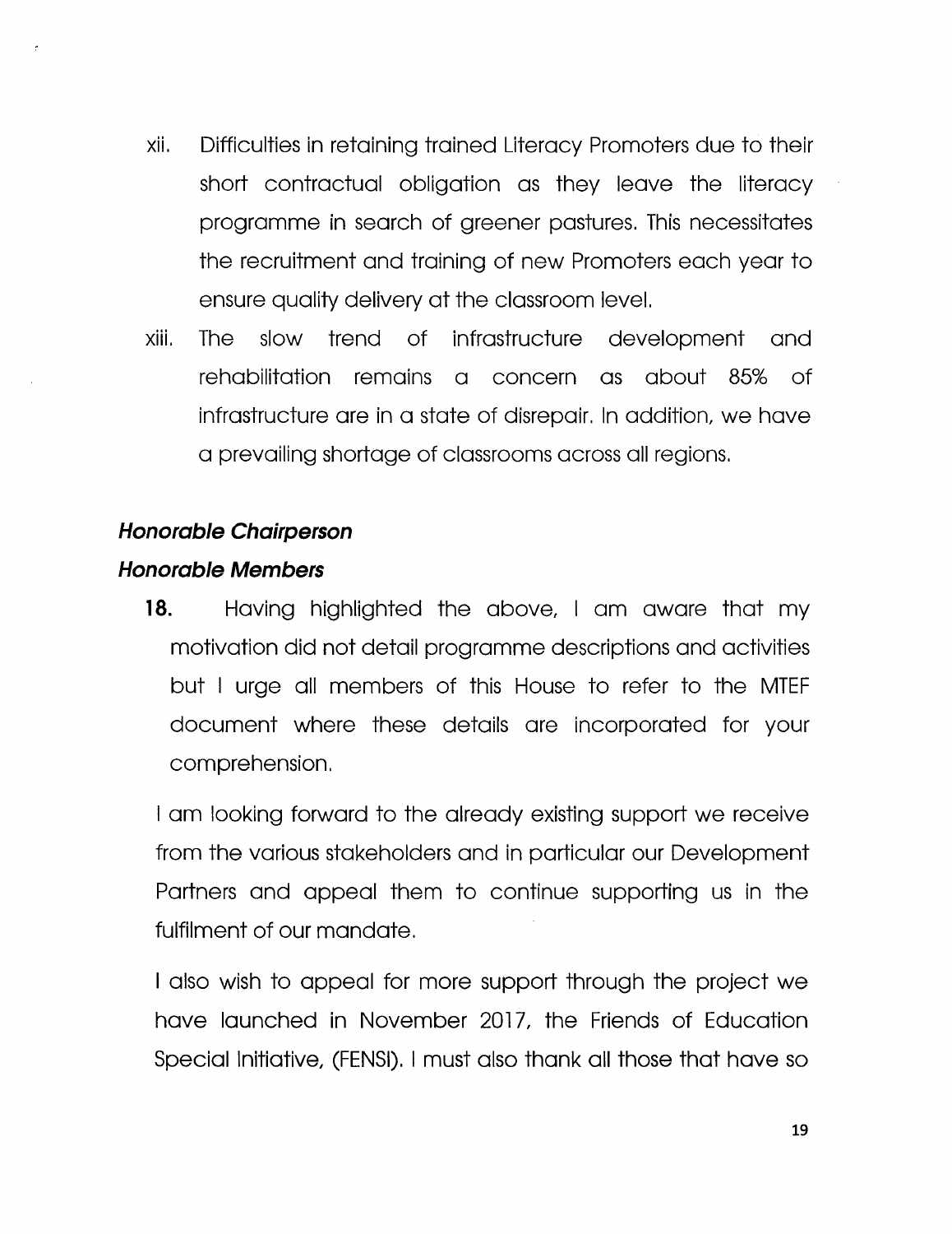xii. Difficulties in retaining trained Literacy Promoters due to their short contractual obligation as they leave the literacy programme in search of greener pastures. This necessitates the recruitment and training of new Promoters each year to ensure quality delivery at the classroom level.

xiii. The slow trend of infrastructure development and rehabilitation remains a concern as about 85% of infrastructure are in a state of disrepair. In addition, we have a prevailing shortage of classrooms across all regions.

***Honorable Chairperson***

***Honorable Members***

**18.** Having highlighted the above, I am aware that my motivation did not detail programme descriptions and activities but I urge all members of this House to refer to the MTEF document where these details are incorporated for your comprehension.

I am looking forward to the already existing support we receive from the various stakeholders and in particular our Development Partners and appeal them to continue supporting us in the fulfilment of our mandate.

I also wish to appeal for more support through the project we have launched in November 2017, the Friends of Education Special Initiative, (FENSI). I must also thank all those that have so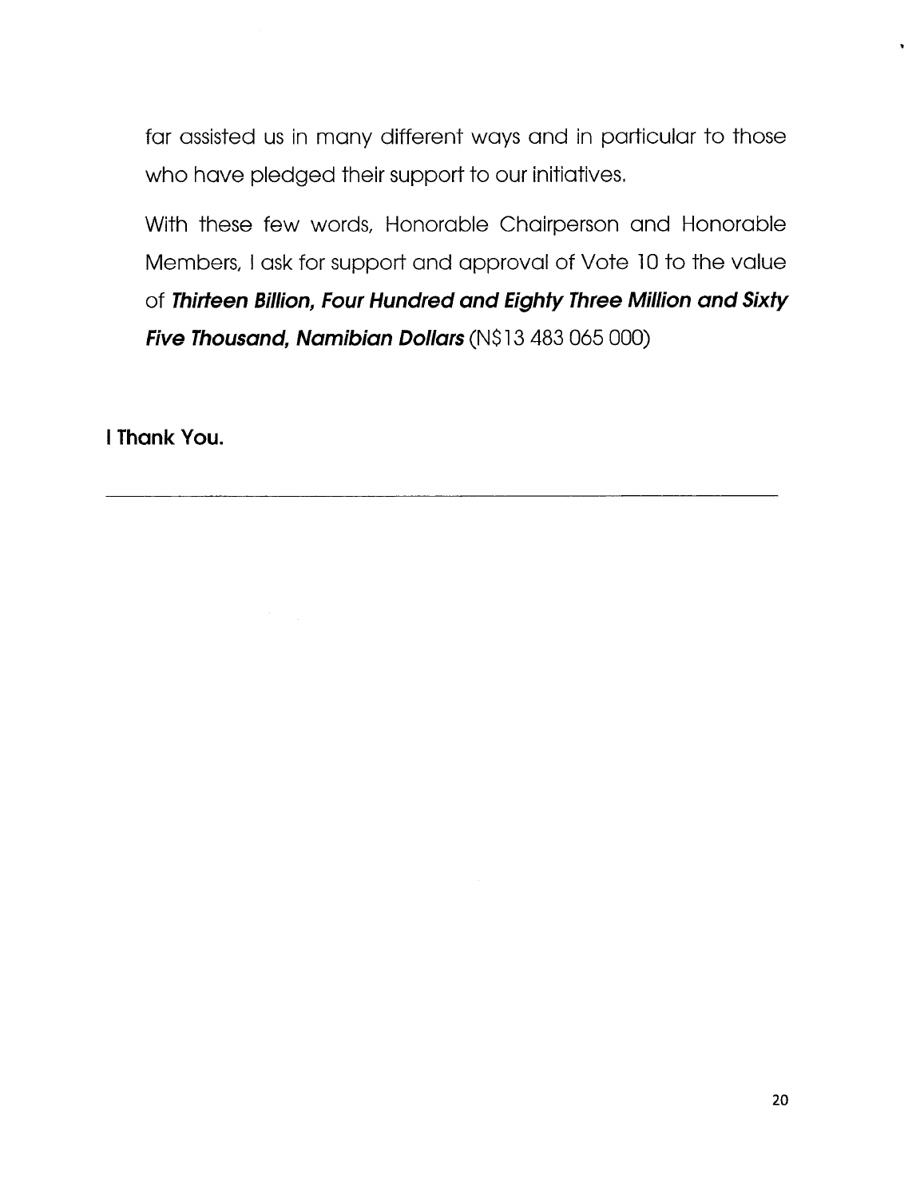far assisted us in many different ways and in particular to those who have pledged their support to our initiatives.

With these few words, Honorable Chairperson and Honorable Members, I ask for support and approval of Vote 10 to the value of ***Thirteen Billion, Four Hundred and Eighty Three Million and Sixty Five Thousand, Namibian Dollars*** (N$13 483 065 000)

**I Thank You.**

---